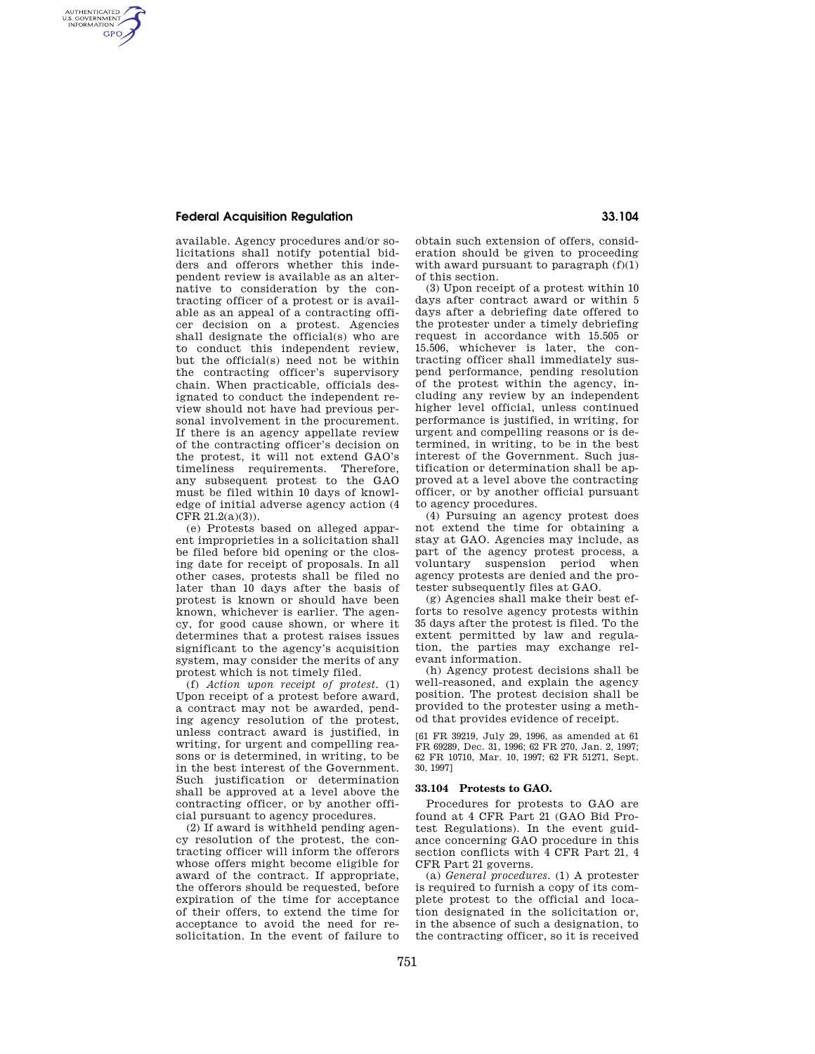available. Agency procedures and/or solicitations shall notify potential bidders and offerors whether this independent review is available as an alternative to consideration by the contracting officer of a protest or is available as an appeal of a contracting officer decision on a protest. Agencies shall designate the official(s) who are to conduct this independent review, but the official(s) need not be within the contracting officer's supervisory chain. When practicable, officials designated to conduct the independent review should not have had previous personal involvement in the procurement. If there is an agency appellate review of the contracting officer's decision on the protest, it will not extend GAO's timeliness requirements. Therefore, any subsequent protest to the GAO must be filed within 10 days of knowledge of initial adverse agency action (4 CFR 21.2(a)(3)).

(e) Protests based on alleged apparent improprieties in a solicitation shall be filed before bid opening or the closing date for receipt of proposals. In all other cases, protests shall be filed no later than 10 days after the basis of protest is known or should have been known, whichever is earlier. The agency, for good cause shown, or where it determines that a protest raises issues significant to the agency's acquisition system, may consider the merits of any protest which is not timely filed.

(f) *Action upon receipt of protest.* (1) Upon receipt of a protest before award, a contract may not be awarded, pending agency resolution of the protest, unless contract award is justified, in writing, for urgent and compelling reasons or is determined, in writing, to be in the best interest of the Government. Such justification or determination shall be approved at a level above the contracting officer, or by another official pursuant to agency procedures.

(2) If award is withheld pending agency resolution of the protest, the contracting officer will inform the offerors whose offers might become eligible for award of the contract. If appropriate, the offerors should be requested, before expiration of the time for acceptance of their offers, to extend the time for acceptance to avoid the need for resolicitation. In the event of failure to obtain such extension of offers, consideration should be given to proceeding with award pursuant to paragraph (f)(1) of this section.

(3) Upon receipt of a protest within 10 days after contract award or within 5 days after a debriefing date offered to the protester under a timely debriefing request in accordance with 15.505 or 15.506, whichever is later, the contracting officer shall immediately suspend performance, pending resolution of the protest within the agency, including any review by an independent higher level official, unless continued performance is justified, in writing, for urgent and compelling reasons or is determined, in writing, to be in the best interest of the Government. Such justification or determination shall be approved at a level above the contracting officer, or by another official pursuant to agency procedures.

(4) Pursuing an agency protest does not extend the time for obtaining a stay at GAO. Agencies may include, as part of the agency protest process, a voluntary suspension period when agency protests are denied and the protester subsequently files at GAO.

(g) Agencies shall make their best efforts to resolve agency protests within 35 days after the protest is filed. To the extent permitted by law and regulation, the parties may exchange relevant information.

(h) Agency protest decisions shall be well-reasoned, and explain the agency position. The protest decision shall be provided to the protester using a method that provides evidence of receipt.

[61 FR 39219, July 29, 1996, as amended at 61 FR 69289, Dec. 31, 1996; 62 FR 270, Jan. 2, 1997; 62 FR 10710, Mar. 10, 1997; 62 FR 51271, Sept. 30, 1997]

### 33.104 Protests to GAO.

Procedures for protests to GAO are found at 4 CFR Part 21 (GAO Bid Protest Regulations). In the event guidance concerning GAO procedure in this section conflicts with 4 CFR Part 21, 4 CFR Part 21 governs.

(a) *General procedures.* (1) A protester is required to furnish a copy of its complete protest to the official and location designated in the solicitation or, in the absence of such a designation, to the contracting officer, so it is received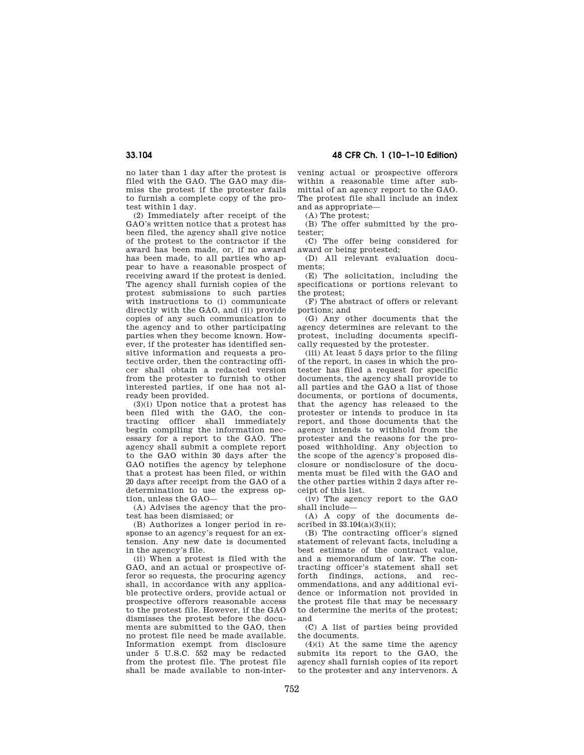no later than 1 day after the protest is filed with the GAO. The GAO may dismiss the protest if the protester fails to furnish a complete copy of the protest within 1 day.

(2) Immediately after receipt of the GAO's written notice that a protest has been filed, the agency shall give notice of the protest to the contractor if the award has been made, or, if no award has been made, to all parties who appear to have a reasonable prospect of receiving award if the protest is denied. The agency shall furnish copies of the protest submissions to such parties with instructions to (i) communicate directly with the GAO, and (ii) provide copies of any such communication to the agency and to other participating parties when they become known. However, if the protester has identified sensitive information and requests a protective order, then the contracting officer shall obtain a redacted version from the protester to furnish to other interested parties, if one has not already been provided.

(3)(i) Upon notice that a protest has been filed with the GAO, the contracting officer shall immediately begin compiling the information necessary for a report to the GAO. The agency shall submit a complete report to the GAO within 30 days after the GAO notifies the agency by telephone that a protest has been filed, or within 20 days after receipt from the GAO of a determination to use the express option, unless the GAO—

(A) Advises the agency that the protest has been dismissed; or

(B) Authorizes a longer period in response to an agency's request for an extension. Any new date is documented in the agency's file.

(ii) When a protest is filed with the GAO, and an actual or prospective offeror so requests, the procuring agency shall, in accordance with any applicable protective orders, provide actual or prospective offerors reasonable access to the protest file. However, if the GAO dismisses the protest before the documents are submitted to the GAO, then no protest file need be made available. Information exempt from disclosure under 5 U.S.C. 552 may be redacted from the protest file. The protest file shall be made available to non-intervening actual or prospective offerors within a reasonable time after submittal of an agency report to the GAO. The protest file shall include an index and as appropriate—

(A) The protest;

(B) The offer submitted by the protester;

(C) The offer being considered for award or being protested;

(D) All relevant evaluation documents;

(E) The solicitation, including the specifications or portions relevant to the protest;

(F) The abstract of offers or relevant portions; and

(G) Any other documents that the agency determines are relevant to the protest, including documents specifically requested by the protester.

(iii) At least 5 days prior to the filing of the report, in cases in which the protester has filed a request for specific documents, the agency shall provide to all parties and the GAO a list of those documents, or portions of documents, that the agency has released to the protester or intends to produce in its report, and those documents that the agency intends to withhold from the protester and the reasons for the proposed withholding. Any objection to the scope of the agency's proposed disclosure or nondisclosure of the documents must be filed with the GAO and the other parties within 2 days after receipt of this list.

(iv) The agency report to the GAO shall include—

(A) A copy of the documents described in 33.104(a)(3)(ii);

(B) The contracting officer's signed statement of relevant facts, including a best estimate of the contract value, and a memorandum of law. The contracting officer's statement shall set forth findings, actions, and recommendations, and any additional evidence or information not provided in the protest file that may be necessary to determine the merits of the protest; and

(C) A list of parties being provided the documents.

(4)(i) At the same time the agency submits its report to the GAO, the agency shall furnish copies of its report to the protester and any intervenors. A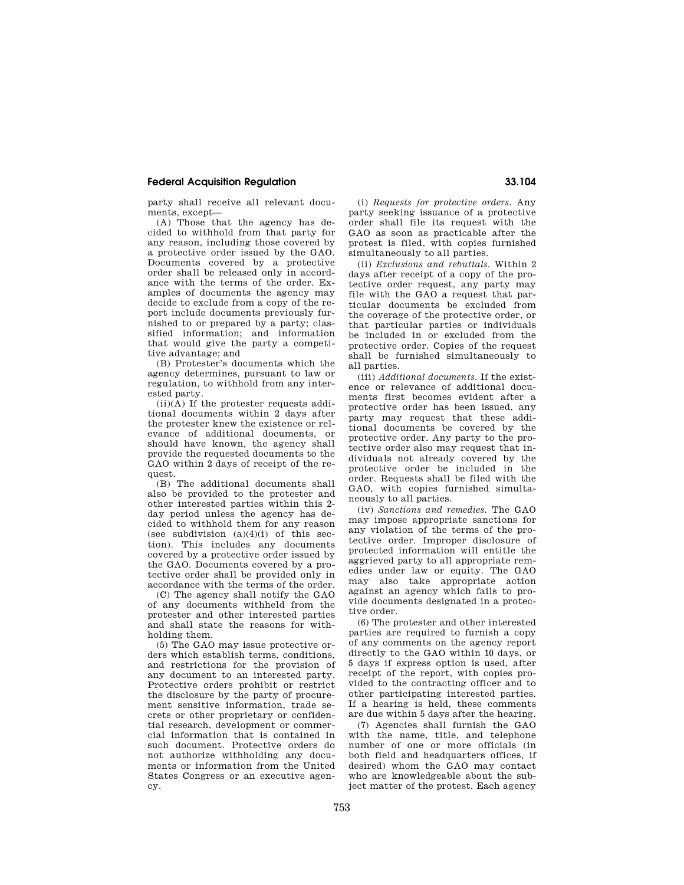party shall receive all relevant documents, except—

(A) Those that the agency has decided to withhold from that party for any reason, including those covered by a protective order issued by the GAO. Documents covered by a protective order shall be released only in accordance with the terms of the order. Examples of documents the agency may decide to exclude from a copy of the report include documents previously furnished to or prepared by a party; classified information; and information that would give the party a competitive advantage; and

(B) Protester's documents which the agency determines, pursuant to law or regulation, to withhold from any interested party.

(ii)(A) If the protester requests additional documents within 2 days after the protester knew the existence or relevance of additional documents, or should have known, the agency shall provide the requested documents to the GAO within 2 days of receipt of the request.

(B) The additional documents shall also be provided to the protester and other interested parties within this 2-day period unless the agency has decided to withhold them for any reason (see subdivision (a)(4)(i) of this section). This includes any documents covered by a protective order issued by the GAO. Documents covered by a protective order shall be provided only in accordance with the terms of the order.

(C) The agency shall notify the GAO of any documents withheld from the protester and other interested parties and shall state the reasons for withholding them.

(5) The GAO may issue protective orders which establish terms, conditions, and restrictions for the provision of any document to an interested party. Protective orders prohibit or restrict the disclosure by the party of procurement sensitive information, trade secrets or other proprietary or confidential research, development or commercial information that is contained in such document. Protective orders do not authorize withholding any documents or information from the United States Congress or an executive agency.

(i) *Requests for protective orders.* Any party seeking issuance of a protective order shall file its request with the GAO as soon as practicable after the protest is filed, with copies furnished simultaneously to all parties.

(ii) *Exclusions and rebuttals.* Within 2 days after receipt of a copy of the protective order request, any party may file with the GAO a request that particular documents be excluded from the coverage of the protective order, or that particular parties or individuals be included in or excluded from the protective order. Copies of the request shall be furnished simultaneously to all parties.

(iii) *Additional documents.* If the existence or relevance of additional documents first becomes evident after a protective order has been issued, any party may request that these additional documents be covered by the protective order. Any party to the protective order also may request that individuals not already covered by the protective order be included in the order. Requests shall be filed with the GAO, with copies furnished simultaneously to all parties.

(iv) *Sanctions and remedies.* The GAO may impose appropriate sanctions for any violation of the terms of the protective order. Improper disclosure of protected information will entitle the aggrieved party to all appropriate remedies under law or equity. The GAO may also take appropriate action against an agency which fails to provide documents designated in a protective order.

(6) The protester and other interested parties are required to furnish a copy of any comments on the agency report directly to the GAO within 10 days, or 5 days if express option is used, after receipt of the report, with copies provided to the contracting officer and to other participating interested parties. If a hearing is held, these comments are due within 5 days after the hearing.

(7) Agencies shall furnish the GAO with the name, title, and telephone number of one or more officials (in both field and headquarters offices, if desired) whom the GAO may contact who are knowledgeable about the subject matter of the protest. Each agency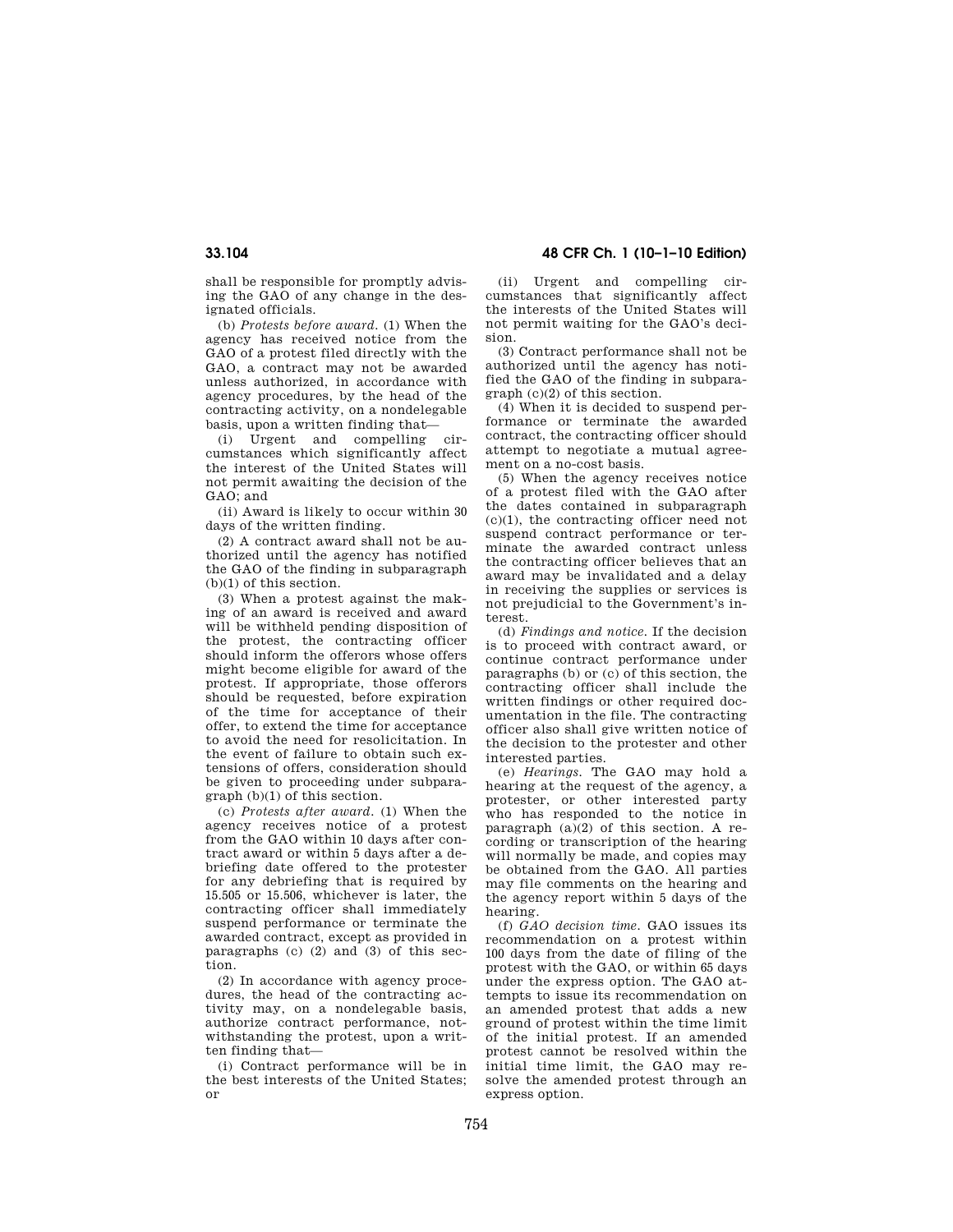shall be responsible for promptly advising the GAO of any change in the designated officials.

(b) *Protests before award.* (1) When the agency has received notice from the GAO of a protest filed directly with the GAO, a contract may not be awarded unless authorized, in accordance with agency procedures, by the head of the contracting activity, on a nondelegable basis, upon a written finding that—

(i) Urgent and compelling circumstances which significantly affect the interest of the United States will not permit awaiting the decision of the GAO; and

(ii) Award is likely to occur within 30 days of the written finding.

(2) A contract award shall not be authorized until the agency has notified the GAO of the finding in subparagraph (b)(1) of this section.

(3) When a protest against the making of an award is received and award will be withheld pending disposition of the protest, the contracting officer should inform the offerors whose offers might become eligible for award of the protest. If appropriate, those offerors should be requested, before expiration of the time for acceptance of their offer, to extend the time for acceptance to avoid the need for resolicitation. In the event of failure to obtain such extensions of offers, consideration should be given to proceeding under subparagraph (b)(1) of this section.

(c) *Protests after award.* (1) When the agency receives notice of a protest from the GAO within 10 days after contract award or within 5 days after a debriefing date offered to the protester for any debriefing that is required by 15.505 or 15.506, whichever is later, the contracting officer shall immediately suspend performance or terminate the awarded contract, except as provided in paragraphs (c) (2) and (3) of this section.

(2) In accordance with agency procedures, the head of the contracting activity may, on a nondelegable basis, authorize contract performance, notwithstanding the protest, upon a written finding that—

(i) Contract performance will be in the best interests of the United States; or

(ii) Urgent and compelling circumstances that significantly affect the interests of the United States will not permit waiting for the GAO's decision.

(3) Contract performance shall not be authorized until the agency has notified the GAO of the finding in subparagraph (c)(2) of this section.

(4) When it is decided to suspend performance or terminate the awarded contract, the contracting officer should attempt to negotiate a mutual agreement on a no-cost basis.

(5) When the agency receives notice of a protest filed with the GAO after the dates contained in subparagraph (c)(1), the contracting officer need not suspend contract performance or terminate the awarded contract unless the contracting officer believes that an award may be invalidated and a delay in receiving the supplies or services is not prejudicial to the Government's interest.

(d) *Findings and notice.* If the decision is to proceed with contract award, or continue contract performance under paragraphs (b) or (c) of this section, the contracting officer shall include the written findings or other required documentation in the file. The contracting officer also shall give written notice of the decision to the protester and other interested parties.

(e) *Hearings.* The GAO may hold a hearing at the request of the agency, a protester, or other interested party who has responded to the notice in paragraph (a)(2) of this section. A recording or transcription of the hearing will normally be made, and copies may be obtained from the GAO. All parties may file comments on the hearing and the agency report within 5 days of the hearing.

(f) *GAO decision time.* GAO issues its recommendation on a protest within 100 days from the date of filing of the protest with the GAO, or within 65 days under the express option. The GAO attempts to issue its recommendation on an amended protest that adds a new ground of protest within the time limit of the initial protest. If an amended protest cannot be resolved within the initial time limit, the GAO may resolve the amended protest through an express option.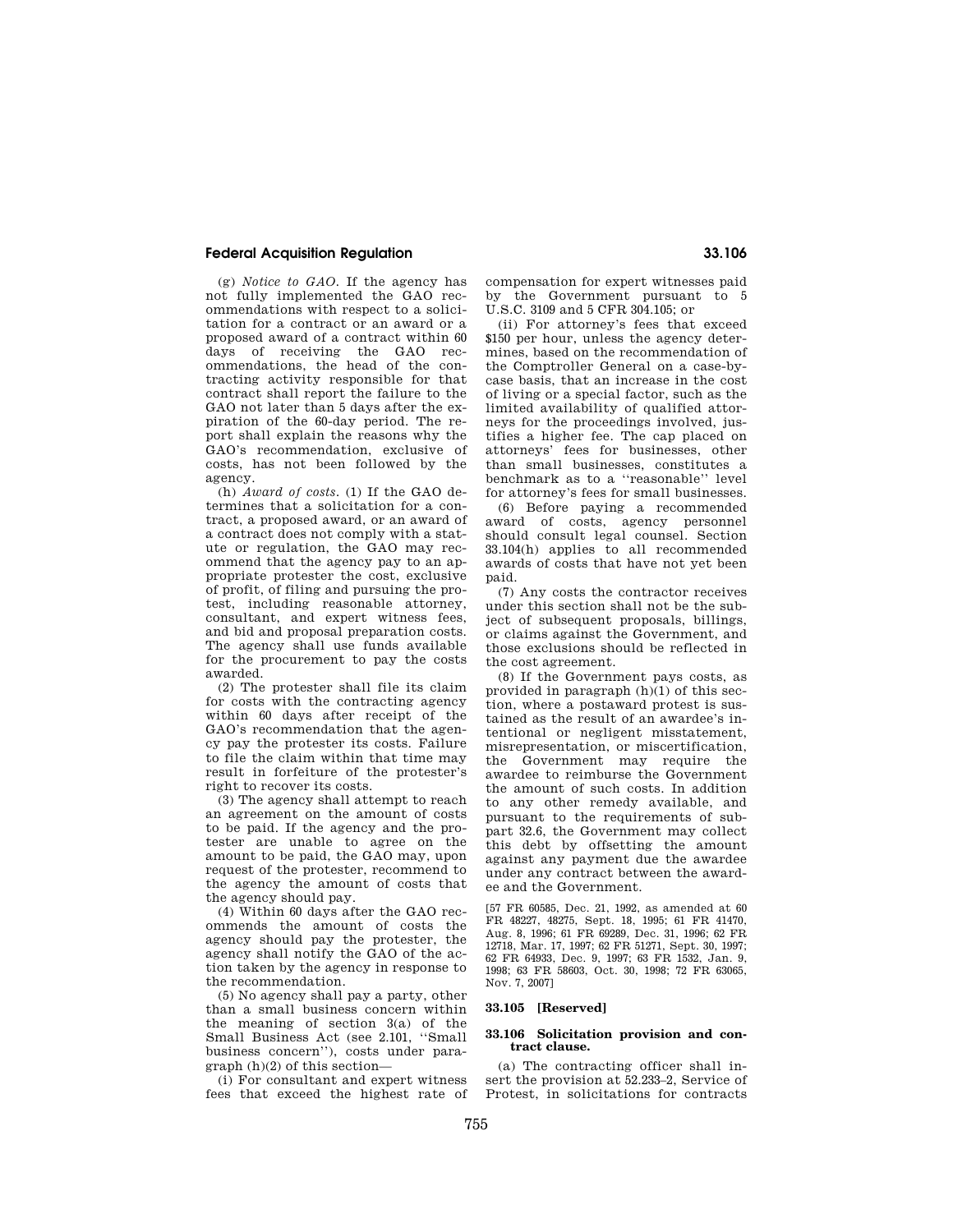(g) *Notice to GAO.* If the agency has not fully implemented the GAO recommendations with respect to a solicitation for a contract or an award or a proposed award of a contract within 60 days of receiving the GAO recommendations, the head of the contracting activity responsible for that contract shall report the failure to the GAO not later than 5 days after the expiration of the 60-day period. The report shall explain the reasons why the GAO's recommendation, exclusive of costs, has not been followed by the agency.

(h) *Award of costs.* (1) If the GAO determines that a solicitation for a contract, a proposed award, or an award of a contract does not comply with a statute or regulation, the GAO may recommend that the agency pay to an appropriate protester the cost, exclusive of profit, of filing and pursuing the protest, including reasonable attorney, consultant, and expert witness fees, and bid and proposal preparation costs. The agency shall use funds available for the procurement to pay the costs awarded.

(2) The protester shall file its claim for costs with the contracting agency within 60 days after receipt of the GAO's recommendation that the agency pay the protester its costs. Failure to file the claim within that time may result in forfeiture of the protester's right to recover its costs.

(3) The agency shall attempt to reach an agreement on the amount of costs to be paid. If the agency and the protester are unable to agree on the amount to be paid, the GAO may, upon request of the protester, recommend to the agency the amount of costs that the agency should pay.

(4) Within 60 days after the GAO recommends the amount of costs the agency should pay the protester, the agency shall notify the GAO of the action taken by the agency in response to the recommendation.

(5) No agency shall pay a party, other than a small business concern within the meaning of section 3(a) of the Small Business Act (see 2.101, ''Small business concern''), costs under paragraph (h)(2) of this section—

(i) For consultant and expert witness fees that exceed the highest rate of compensation for expert witnesses paid by the Government pursuant to 5 U.S.C. 3109 and 5 CFR 304.105; or

(ii) For attorney's fees that exceed $150 per hour, unless the agency determines, based on the recommendation of the Comptroller General on a case-by-case basis, that an increase in the cost of living or a special factor, such as the limited availability of qualified attorneys for the proceedings involved, justifies a higher fee. The cap placed on attorneys' fees for businesses, other than small businesses, constitutes a benchmark as to a ''reasonable'' level for attorney's fees for small businesses.

(6) Before paying a recommended award of costs, agency personnel should consult legal counsel. Section 33.104(h) applies to all recommended awards of costs that have not yet been paid.

(7) Any costs the contractor receives under this section shall not be the subject of subsequent proposals, billings, or claims against the Government, and those exclusions should be reflected in the cost agreement.

(8) If the Government pays costs, as provided in paragraph (h)(1) of this section, where a postaward protest is sustained as the result of an awardee's intentional or negligent misstatement, misrepresentation, or miscertification, the Government may require the awardee to reimburse the Government the amount of such costs. In addition to any other remedy available, and pursuant to the requirements of subpart 32.6, the Government may collect this debt by offsetting the amount against any payment due the awardee under any contract between the awardee and the Government.

[57 FR 60585, Dec. 21, 1992, as amended at 60 FR 48227, 48275, Sept. 18, 1995; 61 FR 41470, Aug. 8, 1996; 61 FR 69289, Dec. 31, 1996; 62 FR 12718, Mar. 17, 1997; 62 FR 51271, Sept. 30, 1997; 62 FR 64933, Dec. 9, 1997; 63 FR 1532, Jan. 9, 1998; 63 FR 58603, Oct. 30, 1998; 72 FR 63065, Nov. 7, 2007]

### 33.105 [Reserved]

### 33.106 Solicitation provision and contract clause.

(a) The contracting officer shall insert the provision at 52.233–2, Service of Protest, in solicitations for contracts